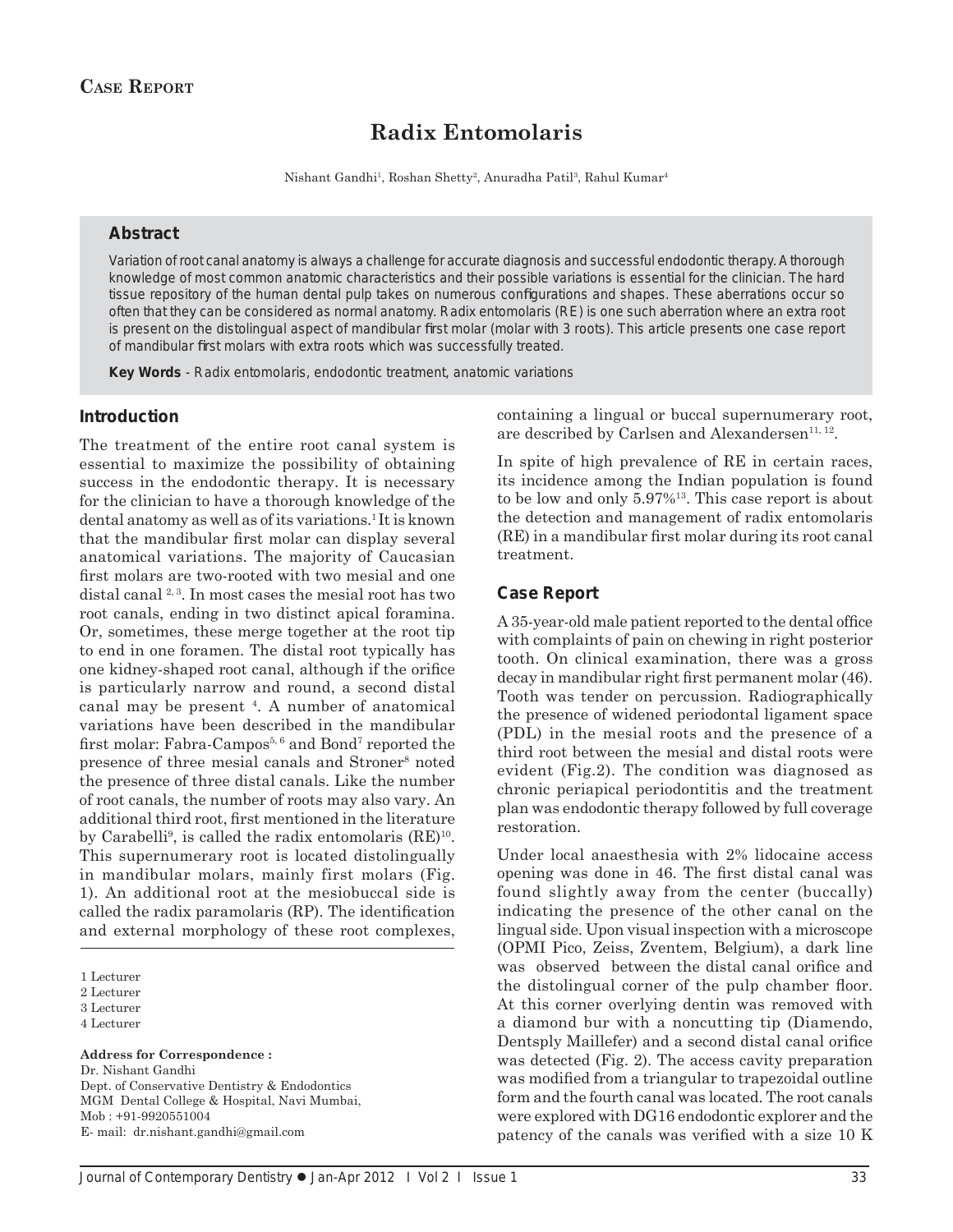**Case Report**

# Radix Entomolaris

Nishant Gandhi[1], Roshan Shetty[2], Anuradha Patil[3], Rahul Kumar[4]

## Abstract

Variation of root canal anatomy is always a challenge for accurate diagnosis and successful endodontic therapy. A thorough knowledge of most common anatomic characteristics and their possible variations is essential for the clinician. The hard tissue repository of the human dental pulp takes on numerous configurations and shapes. These aberrations occur so often that they can be considered as normal anatomy. Radix entomolaris (RE) is one such aberration where an extra root is present on the distolingual aspect of mandibular first molar (molar with 3 roots). This article presents one case report of mandibular first molars with extra roots which was successfully treated.

**Key Words** - Radix entomolaris, endodontic treatment, anatomic variations

## Introduction

The treatment of the entire root canal system is essential to maximize the possibility of obtaining success in the endodontic therapy. It is necessary for the clinician to have a thorough knowledge of the dental anatomy as well as of its variations.[1] It is known that the mandibular first molar can display several anatomical variations. The majority of Caucasian first molars are two-rooted with two mesial and one distal canal [2, 3]. In most cases the mesial root has two root canals, ending in two distinct apical foramina. Or, sometimes, these merge together at the root tip to end in one foramen. The distal root typically has one kidney-shaped root canal, although if the orifice is particularly narrow and round, a second distal canal may be present [4]. A number of anatomical variations have been described in the mandibular first molar: Fabra-Campos[5, 6] and Bond[7] reported the presence of three mesial canals and Stroner[8] noted the presence of three distal canals. Like the number of root canals, the number of roots may also vary. An additional third root, first mentioned in the literature by Carabelli[9], is called the radix entomolaris (RE)[10]. This supernumerary root is located distolingually in mandibular molars, mainly first molars (Fig. 1). An additional root at the mesiobuccal side is called the radix paramolaris (RP). The identification and external morphology of these root complexes, containing a lingual or buccal supernumerary root, are described by Carlsen and Alexandersen[11, 12].

In spite of high prevalence of RE in certain races, its incidence among the Indian population is found to be low and only 5.97%[13]. This case report is about the detection and management of radix entomolaris (RE) in a mandibular first molar during its root canal treatment.

## Case Report

A 35-year-old male patient reported to the dental office with complaints of pain on chewing in right posterior tooth. On clinical examination, there was a gross decay in mandibular right first permanent molar (46). Tooth was tender on percussion. Radiographically the presence of widened periodontal ligament space (PDL) in the mesial roots and the presence of a third root between the mesial and distal roots were evident (Fig.2). The condition was diagnosed as chronic periapical periodontitis and the treatment plan was endodontic therapy followed by full coverage restoration.

Under local anaesthesia with 2% lidocaine access opening was done in 46. The first distal canal was found slightly away from the center (buccally) indicating the presence of the other canal on the lingual side. Upon visual inspection with a microscope (OPMI Pico, Zeiss, Zventem, Belgium), a dark line was observed between the distal canal orifice and the distolingual corner of the pulp chamber floor. At this corner overlying dentin was removed with a diamond bur with a noncutting tip (Diamendo, Dentsply Maillefer) and a second distal canal orifice was detected (Fig. 2). The access cavity preparation was modified from a triangular to trapezoidal outline form and the fourth canal was located. The root canals were explored with DG16 endodontic explorer and the patency of the canals was verified with a size 10 K

1 Lecturer
2 Lecturer
3 Lecturer
4 Lecturer

**Address for Correspondence :**
Dr. Nishant Gandhi
Dept. of Conservative Dentistry & Endodontics
MGM Dental College & Hospital, Navi Mumbai,
Mob : +91-9920551004
E- mail: dr.nishant.gandhi@gmail.com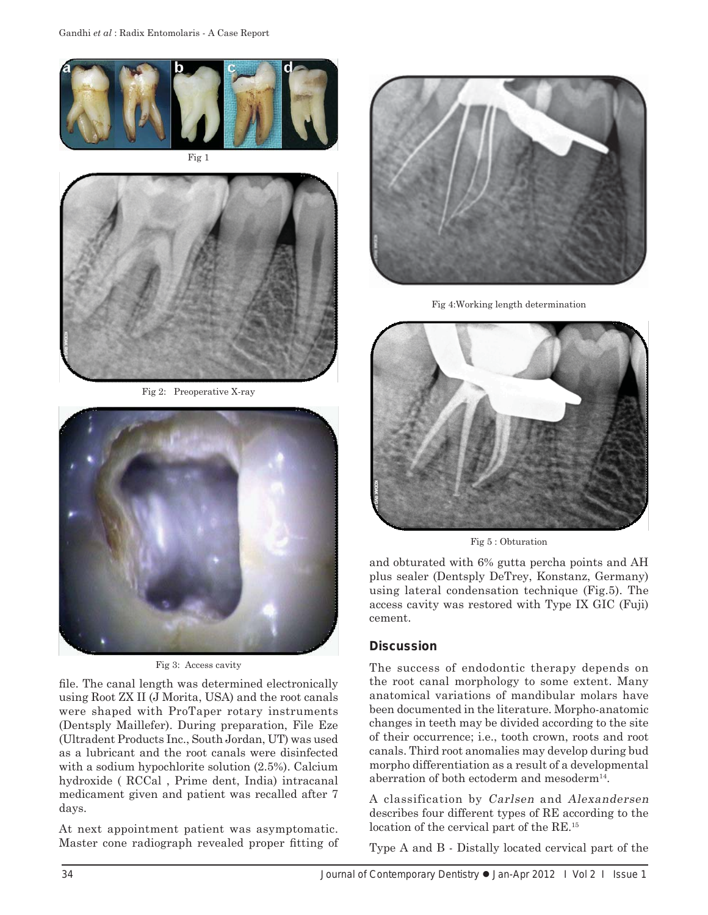Fig 1

Fig 2: Preoperative X-ray

Fig 3: Access cavity

file. The canal length was determined electronically using Root ZX II (J Morita, USA) and the root canals were shaped with ProTaper rotary instruments (Dentsply Maillefer). During preparation, File Eze (Ultradent Products Inc., South Jordan, UT) was used as a lubricant and the root canals were disinfected with a sodium hypochlorite solution (2.5%). Calcium hydroxide ( RCCal , Prime dent, India) intracanal medicament given and patient was recalled after 7 days.

At next appointment patient was asymptomatic. Master cone radiograph revealed proper fitting of

Fig 4:Working length determination

Fig 5 : Obturation

and obturated with 6% gutta percha points and AH plus sealer (Dentsply DeTrey, Konstanz, Germany) using lateral condensation technique (Fig.5). The access cavity was restored with Type IX GIC (Fuji) cement.

## Discussion

The success of endodontic therapy depends on the root canal morphology to some extent. Many anatomical variations of mandibular molars have been documented in the literature. Morpho-anatomic changes in teeth may be divided according to the site of their occurrence; i.e., tooth crown, roots and root canals. Third root anomalies may develop during bud morpho differentiation as a result of a developmental aberration of both ectoderm and mesoderm[14].

A classification by *Carlsen* and *Alexandersen* describes four different types of RE according to the location of the cervical part of the RE.[15]

Type A and B - Distally located cervical part of the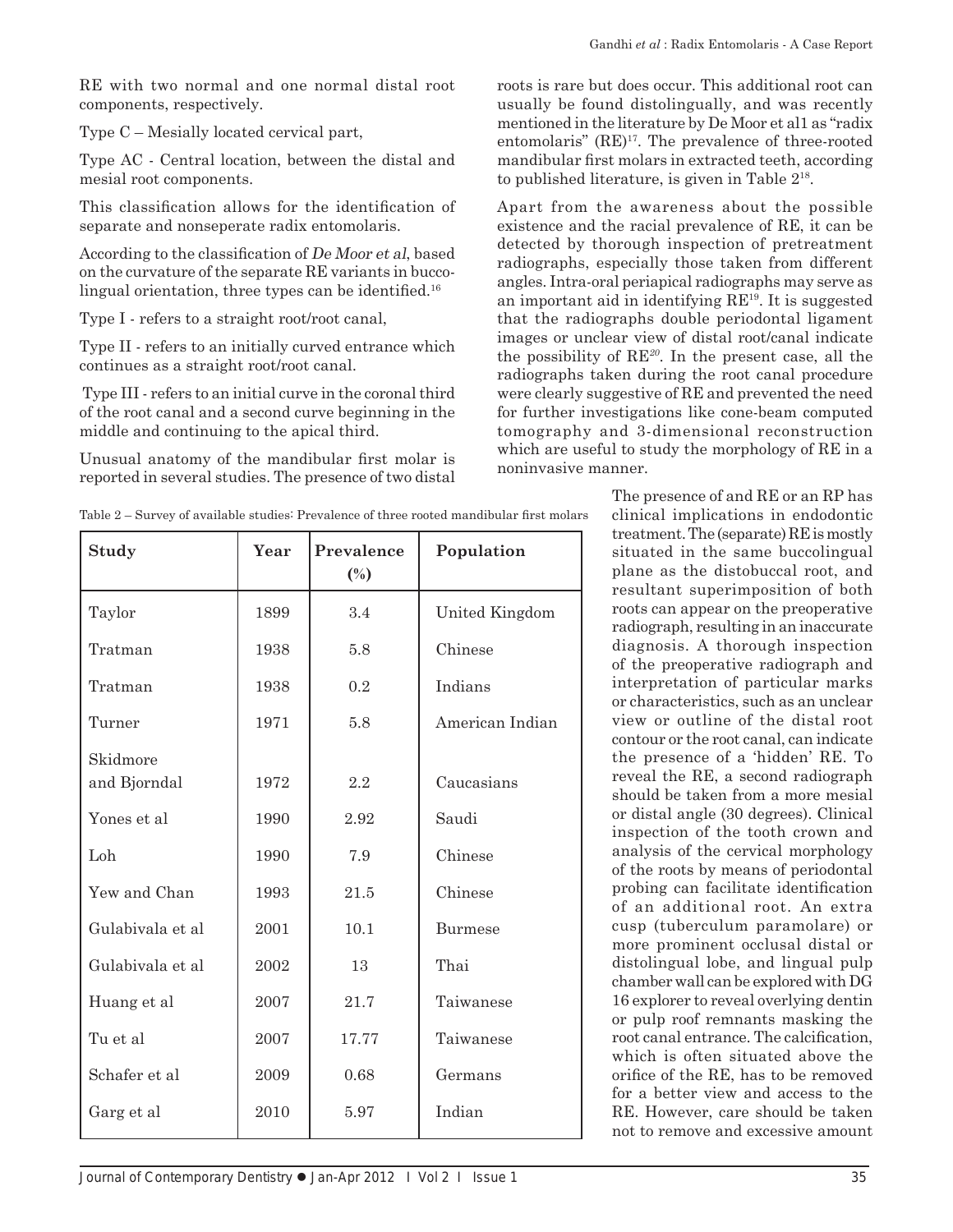RE with two normal and one normal distal root components, respectively.

Type C – Mesially located cervical part,

Type AC - Central location, between the distal and mesial root components.

This classification allows for the identification of separate and nonseperate radix entomolaris.

According to the classification of *De Moor et al*, based on the curvature of the separate RE variants in bucco-lingual orientation, three types can be identified.[16]

Type I - refers to a straight root/root canal,

Type II - refers to an initially curved entrance which continues as a straight root/root canal.

Type III - refers to an initial curve in the coronal third of the root canal and a second curve beginning in the middle and continuing to the apical third.

Unusual anatomy of the mandibular first molar is reported in several studies. The presence of two distal roots is rare but does occur. This additional root can usually be found distolingually, and was recently mentioned in the literature by De Moor et al1 as "radix entomolaris" (RE)[17]. The prevalence of three-rooted mandibular first molars in extracted teeth, according to published literature, is given in Table 2[18].

Apart from the awareness about the possible existence and the racial prevalence of RE, it can be detected by thorough inspection of pretreatment radiographs, especially those taken from different angles. Intra-oral periapical radiographs may serve as an important aid in identifying RE[19]. It is suggested that the radiographs double periodontal ligament images or unclear view of distal root/canal indicate the possibility of RE[20]. In the present case, all the radiographs taken during the root canal procedure were clearly suggestive of RE and prevented the need for further investigations like cone-beam computed tomography and 3-dimensional reconstruction which are useful to study the morphology of RE in a noninvasive manner.

Table 2 – Survey of available studies: Prevalence of three rooted mandibular first molars

| Study | Year | Prevalence (%) | Population |
|---|---|---|---|
| Taylor | 1899 | 3.4 | United Kingdom |
| Tratman | 1938 | 5.8 | Chinese |
| Tratman | 1938 | 0.2 | Indians |
| Turner | 1971 | 5.8 | American Indian |
| Skidmore and Bjorndal | 1972 | 2.2 | Caucasians |
| Yones et al | 1990 | 2.92 | Saudi |
| Loh | 1990 | 7.9 | Chinese |
| Yew and Chan | 1993 | 21.5 | Chinese |
| Gulabivala et al | 2001 | 10.1 | Burmese |
| Gulabivala et al | 2002 | 13 | Thai |
| Huang et al | 2007 | 21.7 | Taiwanese |
| Tu et al | 2007 | 17.77 | Taiwanese |
| Schafer et al | 2009 | 0.68 | Germans |
| Garg et al | 2010 | 5.97 | Indian |

The presence of and RE or an RP has clinical implications in endodontic treatment. The (separate) RE is mostly situated in the same buccolingual plane as the distobuccal root, and resultant superimposition of both roots can appear on the preoperative radiograph, resulting in an inaccurate diagnosis. A thorough inspection of the preoperative radiograph and interpretation of particular marks or characteristics, such as an unclear view or outline of the distal root contour or the root canal, can indicate the presence of a 'hidden' RE. To reveal the RE, a second radiograph should be taken from a more mesial or distal angle (30 degrees). Clinical inspection of the tooth crown and analysis of the cervical morphology of the roots by means of periodontal probing can facilitate identification of an additional root. An extra cusp (tuberculum paramolare) or more prominent occlusal distal or distolingual lobe, and lingual pulp chamber wall can be explored with DG 16 explorer to reveal overlying dentin or pulp roof remnants masking the root canal entrance. The calcification, which is often situated above the orifice of the RE, has to be removed for a better view and access to the RE. However, care should be taken not to remove and excessive amount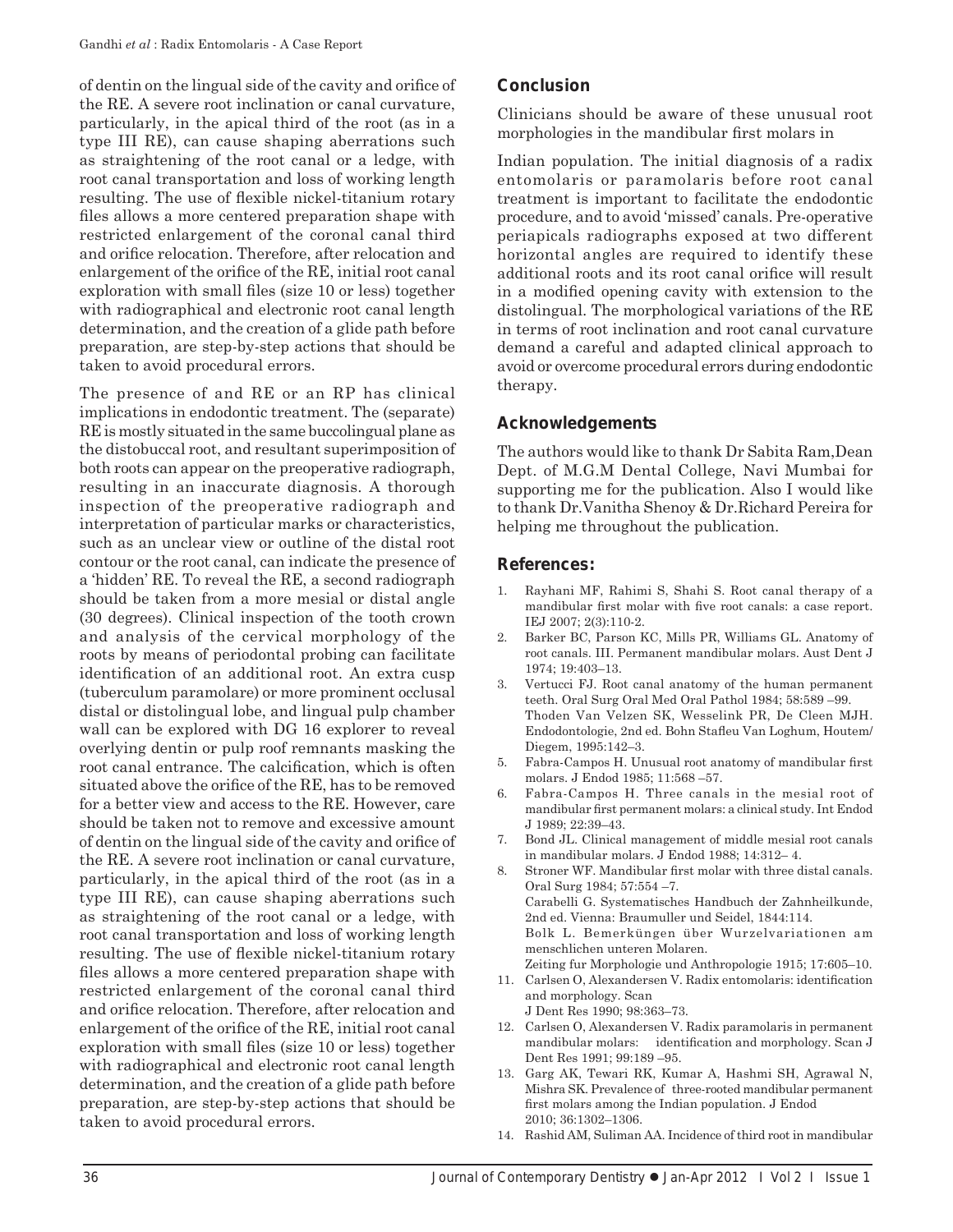of dentin on the lingual side of the cavity and orifice of the RE. A severe root inclination or canal curvature, particularly, in the apical third of the root (as in a type III RE), can cause shaping aberrations such as straightening of the root canal or a ledge, with root canal transportation and loss of working length resulting. The use of flexible nickel-titanium rotary files allows a more centered preparation shape with restricted enlargement of the coronal canal third and orifice relocation. Therefore, after relocation and enlargement of the orifice of the RE, initial root canal exploration with small files (size 10 or less) together with radiographical and electronic root canal length determination, and the creation of a glide path before preparation, are step-by-step actions that should be taken to avoid procedural errors.

The presence of and RE or an RP has clinical implications in endodontic treatment. The (separate) RE is mostly situated in the same buccolingual plane as the distobuccal root, and resultant superimposition of both roots can appear on the preoperative radiograph, resulting in an inaccurate diagnosis. A thorough inspection of the preoperative radiograph and interpretation of particular marks or characteristics, such as an unclear view or outline of the distal root contour or the root canal, can indicate the presence of a 'hidden' RE. To reveal the RE, a second radiograph should be taken from a more mesial or distal angle (30 degrees). Clinical inspection of the tooth crown and analysis of the cervical morphology of the roots by means of periodontal probing can facilitate identification of an additional root. An extra cusp (tuberculum paramolare) or more prominent occlusal distal or distolingual lobe, and lingual pulp chamber wall can be explored with DG 16 explorer to reveal overlying dentin or pulp roof remnants masking the root canal entrance. The calcification, which is often situated above the orifice of the RE, has to be removed for a better view and access to the RE. However, care should be taken not to remove and excessive amount of dentin on the lingual side of the cavity and orifice of the RE. A severe root inclination or canal curvature, particularly, in the apical third of the root (as in a type III RE), can cause shaping aberrations such as straightening of the root canal or a ledge, with root canal transportation and loss of working length resulting. The use of flexible nickel-titanium rotary files allows a more centered preparation shape with restricted enlargement of the coronal canal third and orifice relocation. Therefore, after relocation and enlargement of the orifice of the RE, initial root canal exploration with small files (size 10 or less) together with radiographical and electronic root canal length determination, and the creation of a glide path before preparation, are step-by-step actions that should be taken to avoid procedural errors.

## Conclusion

Clinicians should be aware of these unusual root morphologies in the mandibular first molars in

Indian population. The initial diagnosis of a radix entomolaris or paramolaris before root canal treatment is important to facilitate the endodontic procedure, and to avoid 'missed' canals. Pre-operative periapicals radiographs exposed at two different horizontal angles are required to identify these additional roots and its root canal orifice will result in a modified opening cavity with extension to the distolingual. The morphological variations of the RE in terms of root inclination and root canal curvature demand a careful and adapted clinical approach to avoid or overcome procedural errors during endodontic therapy.

## Acknowledgements

The authors would like to thank Dr Sabita Ram,Dean Dept. of M.G.M Dental College, Navi Mumbai for supporting me for the publication. Also I would like to thank Dr.Vanitha Shenoy & Dr.Richard Pereira for helping me throughout the publication.

## References:

1. Rayhani MF, Rahimi S, Shahi S. Root canal therapy of a mandibular first molar with five root canals: a case report. IEJ 2007; 2(3):110-2.
2. Barker BC, Parson KC, Mills PR, Williams GL. Anatomy of root canals. III. Permanent mandibular molars. Aust Dent J 1974; 19:403–13.
3. Vertucci FJ. Root canal anatomy of the human permanent teeth. Oral Surg Oral Med Oral Pathol 1984; 58:589 –99. Thoden Van Velzen SK, Wesselink PR, De Cleen MJH. Endodontologie, 2nd ed. Bohn Stafleu Van Loghum, Houtem/ Diegem, 1995:142–3.
5. Fabra-Campos H. Unusual root anatomy of mandibular first molars. J Endod 1985; 11:568 –57.
6. Fabra-Campos H. Three canals in the mesial root of mandibular first permanent molars: a clinical study. Int Endod J 1989; 22:39–43.
7. Bond JL. Clinical management of middle mesial root canals in mandibular molars. J Endod 1988; 14:312– 4.
8. Stroner WF. Mandibular first molar with three distal canals. Oral Surg 1984; 57:554 –7. Carabelli G. Systematisches Handbuch der Zahnheilkunde, 2nd ed. Vienna: Braumuller und Seidel, 1844:114. Bolk L. Bemerküngen über Wurzelvariationen am menschlichen unteren Molaren. Zeiting fur Morphologie und Anthropologie 1915; 17:605–10.
11. Carlsen O, Alexandersen V. Radix entomolaris: identification and morphology. Scan J Dent Res 1990; 98:363–73.
12. Carlsen O, Alexandersen V. Radix paramolaris in permanent mandibular molars: identification and morphology. Scan J Dent Res 1991; 99:189 –95.
13. Garg AK, Tewari RK, Kumar A, Hashmi SH, Agrawal N, Mishra SK. Prevalence of three-rooted mandibular permanent first molars among the Indian population. J Endod 2010; 36:1302–1306.
14. Rashid AM, Suliman AA. Incidence of third root in mandibular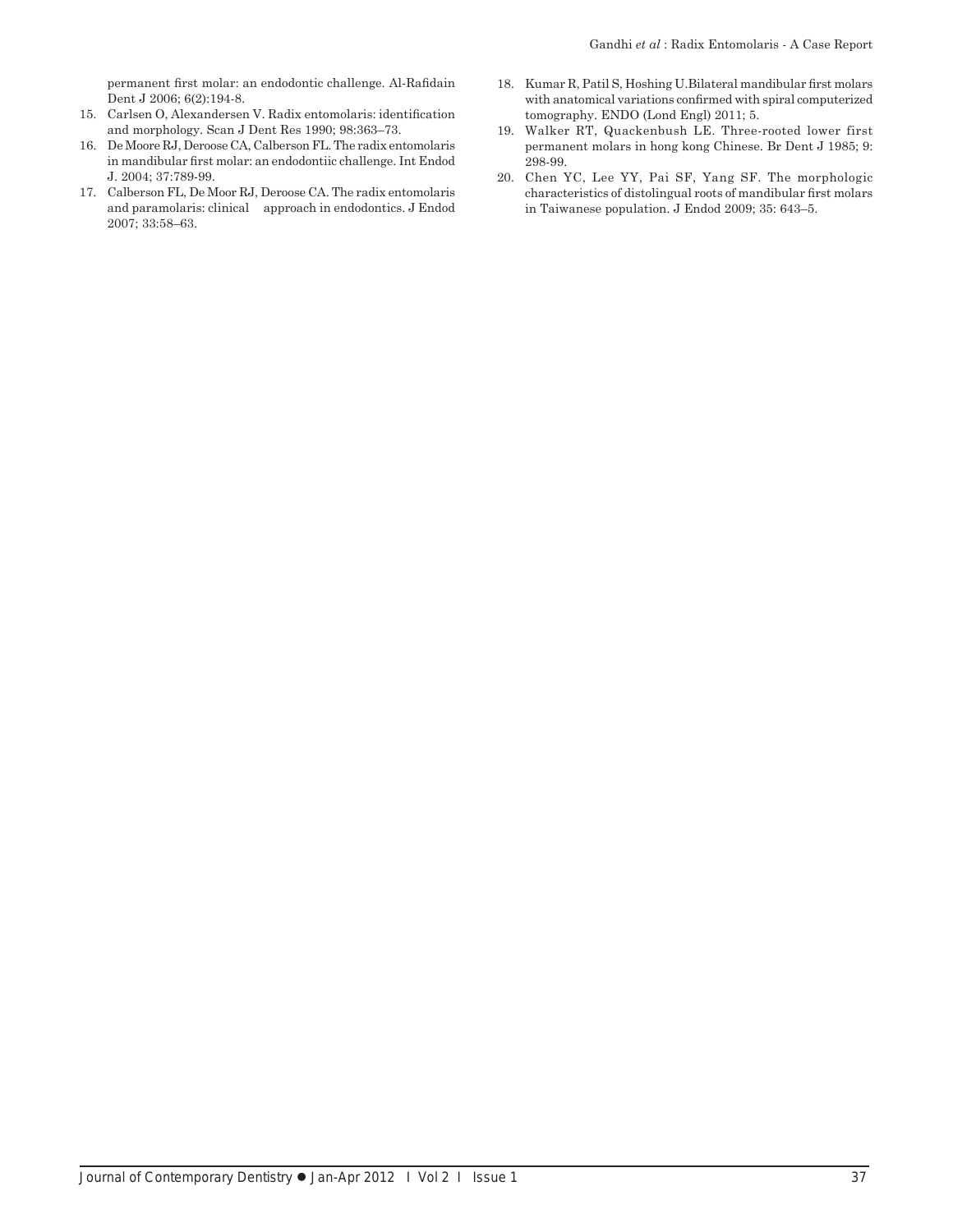permanent first molar: an endodontic challenge. Al-Rafidain Dent J 2006; 6(2):194-8.

15. Carlsen O, Alexandersen V. Radix entomolaris: identification and morphology. Scan J Dent Res 1990; 98:363–73.
16. De Moore RJ, Deroose CA, Calberson FL. The radix entomolaris in mandibular first molar: an endodontiic challenge. Int Endod J. 2004; 37:789-99.
17. Calberson FL, De Moor RJ, Deroose CA. The radix entomolaris and paramolaris: clinical approach in endodontics. J Endod 2007; 33:58–63.
18. Kumar R, Patil S, Hoshing U.Bilateral mandibular first molars with anatomical variations confirmed with spiral computerized tomography. ENDO (Lond Engl) 2011; 5.
19. Walker RT, Quackenbush LE. Three-rooted lower first permanent molars in hong kong Chinese. Br Dent J 1985; 9: 298-99.
20. Chen YC, Lee YY, Pai SF, Yang SF. The morphologic characteristics of distolingual roots of mandibular first molars in Taiwanese population. J Endod 2009; 35: 643–5.